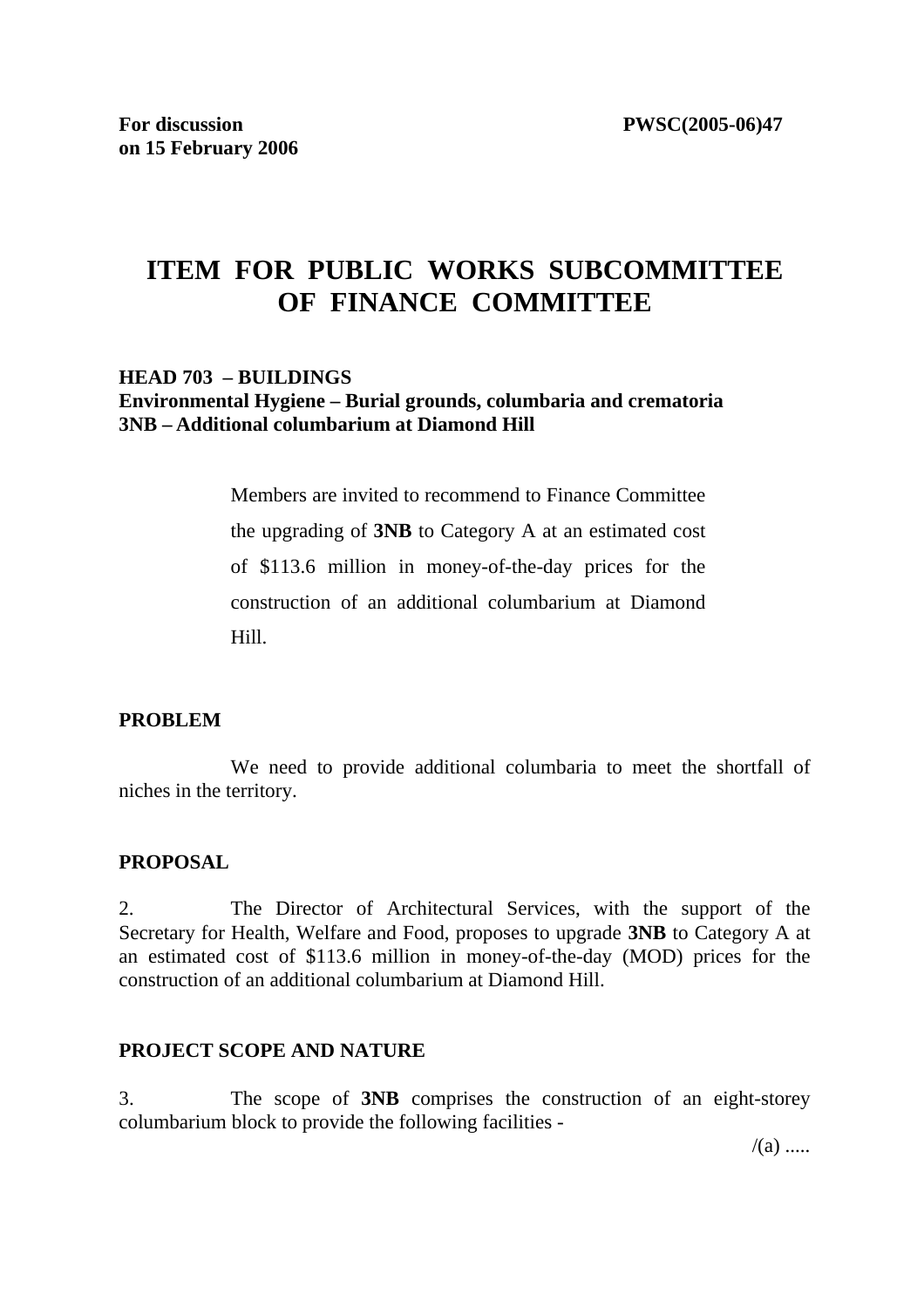**For discussion on 15 February 2006** **PWSC(2005-06)47**

# ITEM FOR PUBLIC WORKS SUBCOMMITTEE OF FINANCE COMMITTEE

**HEAD 703 – BUILDINGS**
**Environmental Hygiene – Burial grounds, columbaria and crematoria**
**3NB – Additional columbarium at Diamond Hill**

Members are invited to recommend to Finance Committee the upgrading of **3NB** to Category A at an estimated cost of $113.6 million in money-of-the-day prices for the construction of an additional columbarium at Diamond Hill.

**PROBLEM**

We need to provide additional columbaria to meet the shortfall of niches in the territory.

**PROPOSAL**

2. The Director of Architectural Services, with the support of the Secretary for Health, Welfare and Food, proposes to upgrade **3NB** to Category A at an estimated cost of $113.6 million in money-of-the-day (MOD) prices for the construction of an additional columbarium at Diamond Hill.

**PROJECT SCOPE AND NATURE**

3. The scope of **3NB** comprises the construction of an eight-storey columbarium block to provide the following facilities -

/(a) .....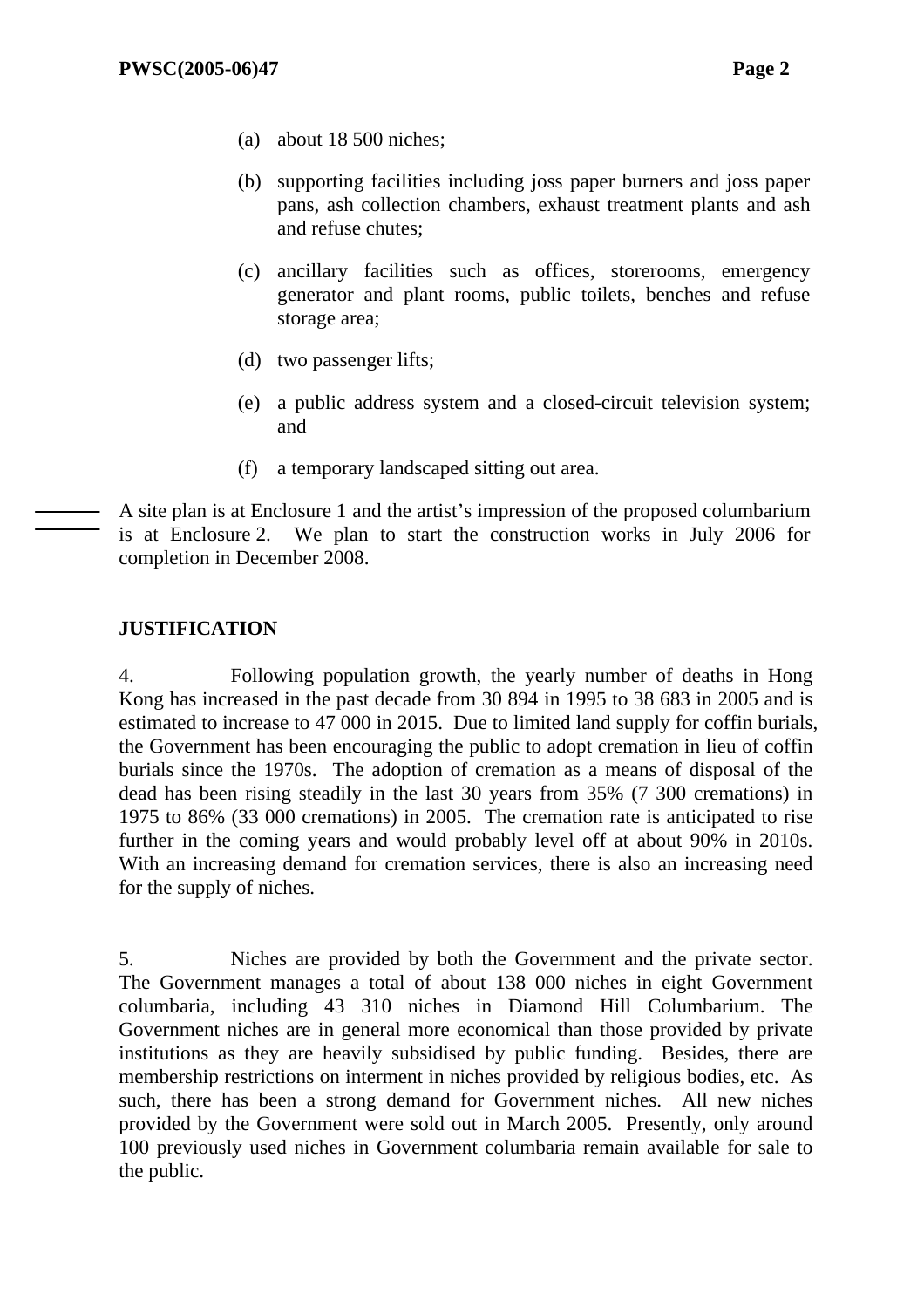(a) about 18 500 niches;

(b) supporting facilities including joss paper burners and joss paper pans, ash collection chambers, exhaust treatment plants and ash and refuse chutes;

(c) ancillary facilities such as offices, storerooms, emergency generator and plant rooms, public toilets, benches and refuse storage area;

(d) two passenger lifts;

(e) a public address system and a closed-circuit television system; and

(f) a temporary landscaped sitting out area.

A site plan is at Enclosure 1 and the artist's impression of the proposed columbarium is at Enclosure 2. We plan to start the construction works in July 2006 for completion in December 2008.

## JUSTIFICATION

4. Following population growth, the yearly number of deaths in Hong Kong has increased in the past decade from 30 894 in 1995 to 38 683 in 2005 and is estimated to increase to 47 000 in 2015. Due to limited land supply for coffin burials, the Government has been encouraging the public to adopt cremation in lieu of coffin burials since the 1970s. The adoption of cremation as a means of disposal of the dead has been rising steadily in the last 30 years from 35% (7 300 cremations) in 1975 to 86% (33 000 cremations) in 2005. The cremation rate is anticipated to rise further in the coming years and would probably level off at about 90% in 2010s. With an increasing demand for cremation services, there is also an increasing need for the supply of niches.

5. Niches are provided by both the Government and the private sector. The Government manages a total of about 138 000 niches in eight Government columbaria, including 43 310 niches in Diamond Hill Columbarium. The Government niches are in general more economical than those provided by private institutions as they are heavily subsidised by public funding. Besides, there are membership restrictions on interment in niches provided by religious bodies, etc. As such, there has been a strong demand for Government niches. All new niches provided by the Government were sold out in March 2005. Presently, only around 100 previously used niches in Government columbaria remain available for sale to the public.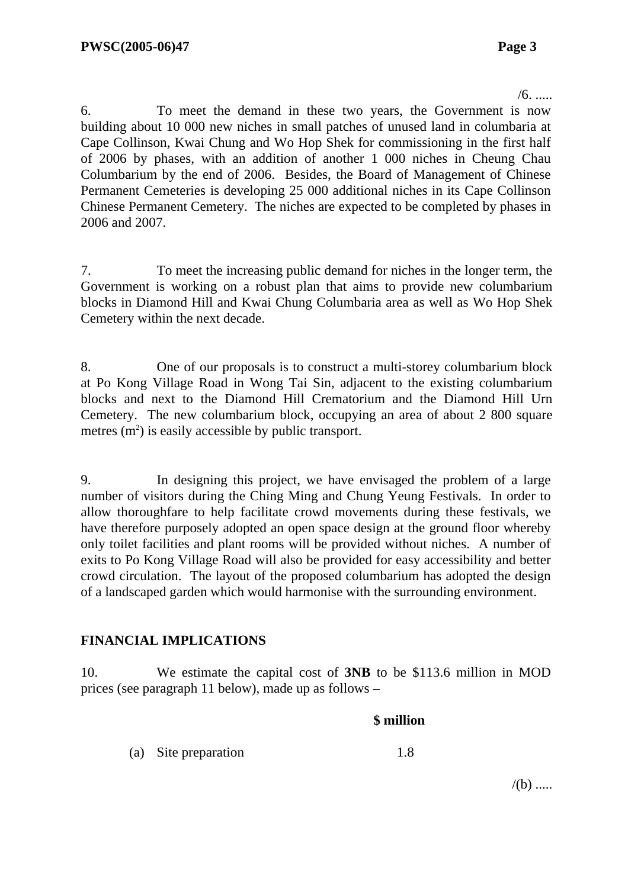6. To meet the demand in these two years, the Government is now building about 10 000 new niches in small patches of unused land in columbaria at Cape Collinson, Kwai Chung and Wo Hop Shek for commissioning in the first half of 2006 by phases, with an addition of another 1 000 niches in Cheung Chau Columbarium by the end of 2006. Besides, the Board of Management of Chinese Permanent Cemeteries is developing 25 000 additional niches in its Cape Collinson Chinese Permanent Cemetery. The niches are expected to be completed by phases in 2006 and 2007.

7. To meet the increasing public demand for niches in the longer term, the Government is working on a robust plan that aims to provide new columbarium blocks in Diamond Hill and Kwai Chung Columbaria area as well as Wo Hop Shek Cemetery within the next decade.

8. One of our proposals is to construct a multi-storey columbarium block at Po Kong Village Road in Wong Tai Sin, adjacent to the existing columbarium blocks and next to the Diamond Hill Crematorium and the Diamond Hill Urn Cemetery. The new columbarium block, occupying an area of about 2 800 square metres ($m^2$) is easily accessible by public transport.

9. In designing this project, we have envisaged the problem of a large number of visitors during the Ching Ming and Chung Yeung Festivals. In order to allow thoroughfare to help facilitate crowd movements during these festivals, we have therefore purposely adopted an open space design at the ground floor whereby only toilet facilities and plant rooms will be provided without niches. A number of exits to Po Kong Village Road will also be provided for easy accessibility and better crowd circulation. The layout of the proposed columbarium has adopted the design of a landscaped garden which would harmonise with the surrounding environment.

## FINANCIAL IMPLICATIONS

10. We estimate the capital cost of **3NB** to be $113.6 million in MOD prices (see paragraph 11 below), made up as follows –

| | **$ million** |
|---|---|
| (a) Site preparation | 1.8 |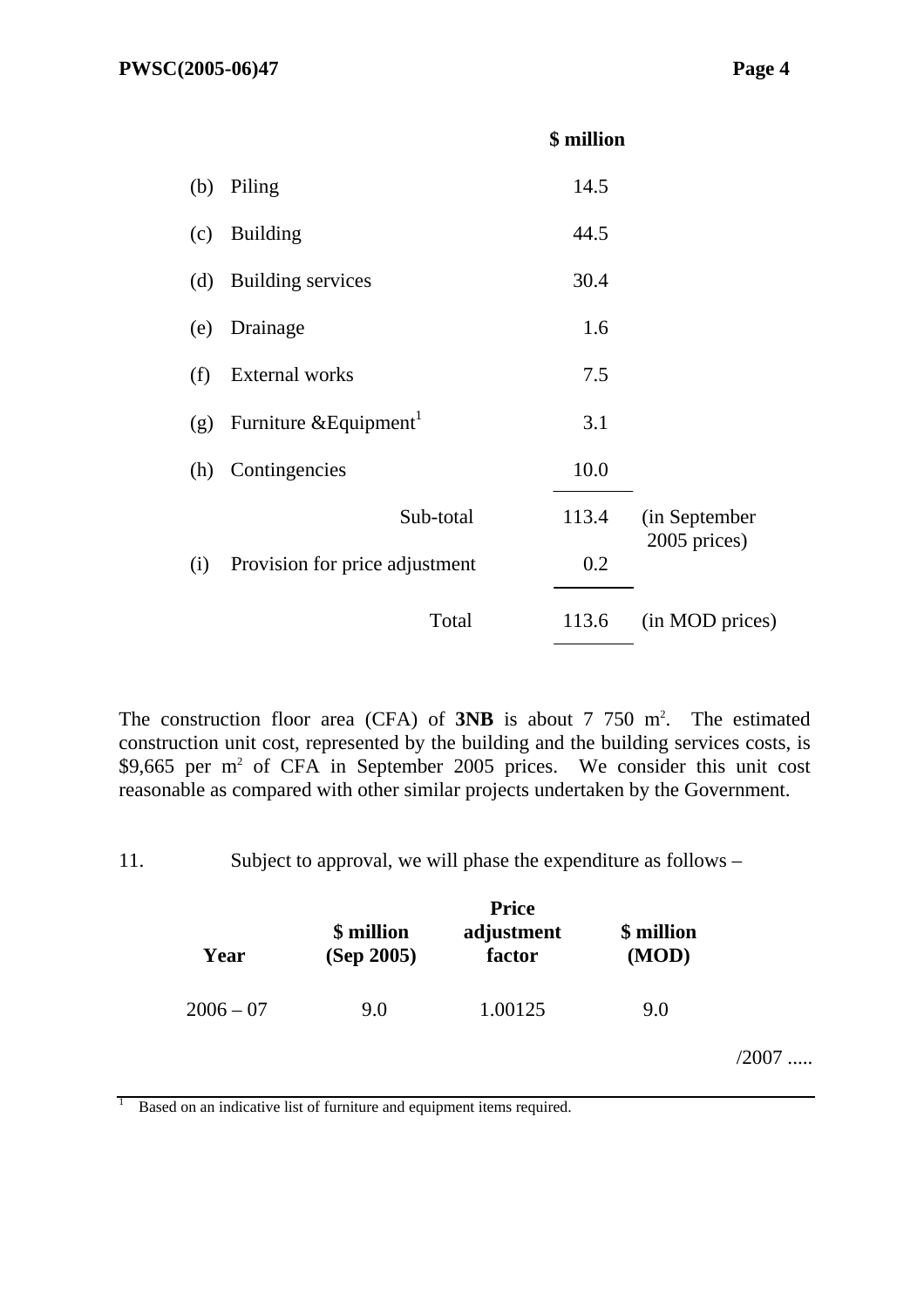| | | $ million | |
|---|---|---|---|
| (b) | Piling | 14.5 | |
| (c) | Building | 44.5 | |
| (d) | Building services | 30.4 | |
| (e) | Drainage | 1.6 | |
| (f) | External works | 7.5 | |
| (g) | Furniture &Equipment[1] | 3.1 | |
| (h) | Contingencies | 10.0 | |
| | Sub-total | 113.4 | (in September 2005 prices) |
| (i) | Provision for price adjustment | 0.2 | |
| | Total | 113.6 | (in MOD prices) |

The construction floor area (CFA) of **3NB** is about 7 750 m². The estimated construction unit cost, represented by the building and the building services costs, is $9,665 per m² of CFA in September 2005 prices. We consider this unit cost reasonable as compared with other similar projects undertaken by the Government.

11. Subject to approval, we will phase the expenditure as follows –

| Year | $ million (Sep 2005) | Price adjustment factor | $ million (MOD) |
|---|---|---|---|
| 2006 – 07 | 9.0 | 1.00125 | 9.0 |

/2007 .....

[1] Based on an indicative list of furniture and equipment items required.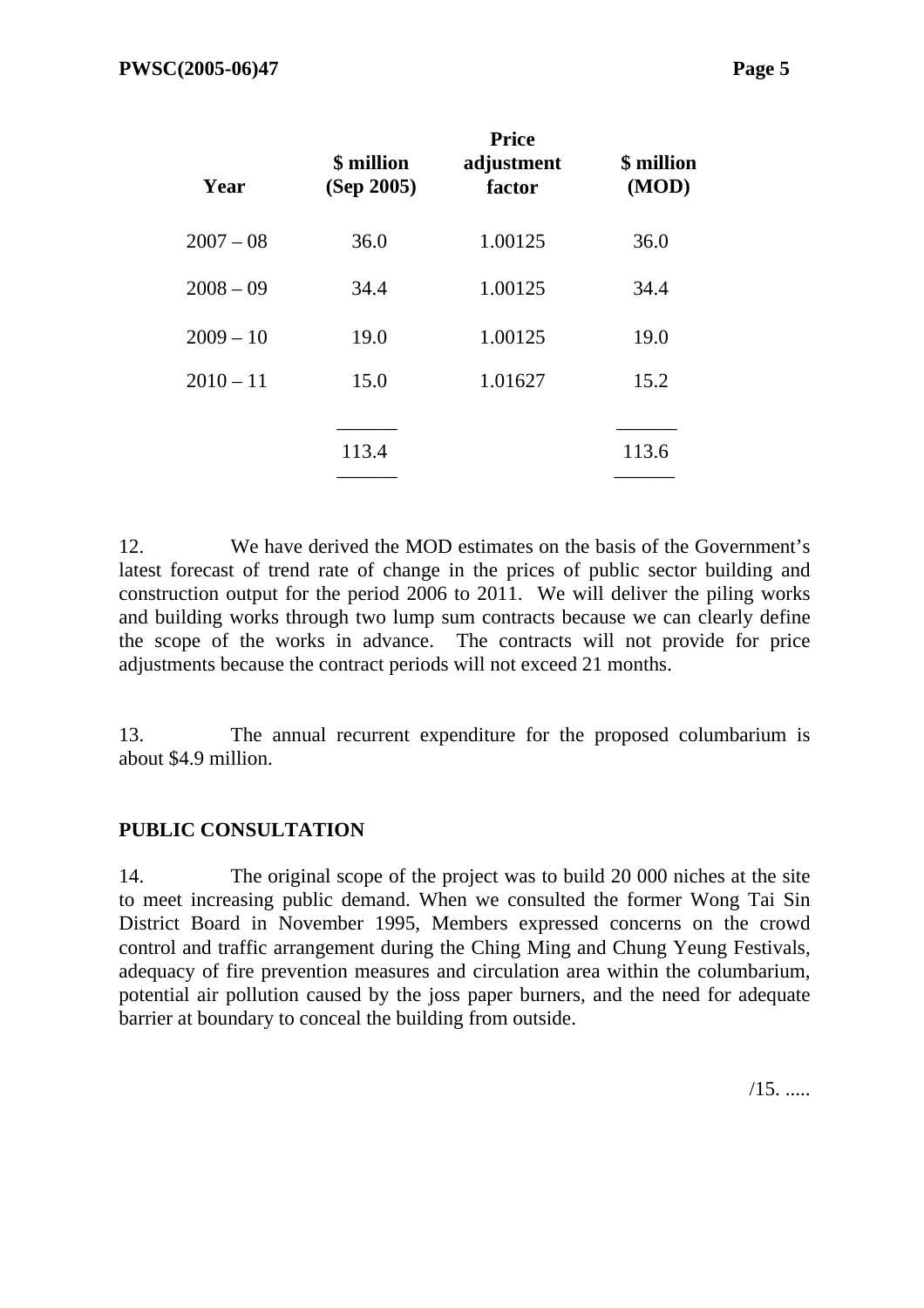| Year | $ million (Sep 2005) | Price adjustment factor | $ million (MOD) |
| --- | --- | --- | --- |
| 2007 – 08 | 36.0 | 1.00125 | 36.0 |
| 2008 – 09 | 34.4 | 1.00125 | 34.4 |
| 2009 – 10 | 19.0 | 1.00125 | 19.0 |
| 2010 – 11 | 15.0 | 1.01627 | 15.2 |
| | 113.4 | | 113.6 |

12. We have derived the MOD estimates on the basis of the Government's latest forecast of trend rate of change in the prices of public sector building and construction output for the period 2006 to 2011. We will deliver the piling works and building works through two lump sum contracts because we can clearly define the scope of the works in advance. The contracts will not provide for price adjustments because the contract periods will not exceed 21 months.

13. The annual recurrent expenditure for the proposed columbarium is about $4.9 million.

## PUBLIC CONSULTATION

14. The original scope of the project was to build 20 000 niches at the site to meet increasing public demand. When we consulted the former Wong Tai Sin District Board in November 1995, Members expressed concerns on the crowd control and traffic arrangement during the Ching Ming and Chung Yeung Festivals, adequacy of fire prevention measures and circulation area within the columbarium, potential air pollution caused by the joss paper burners, and the need for adequate barrier at boundary to conceal the building from outside.

/15. .....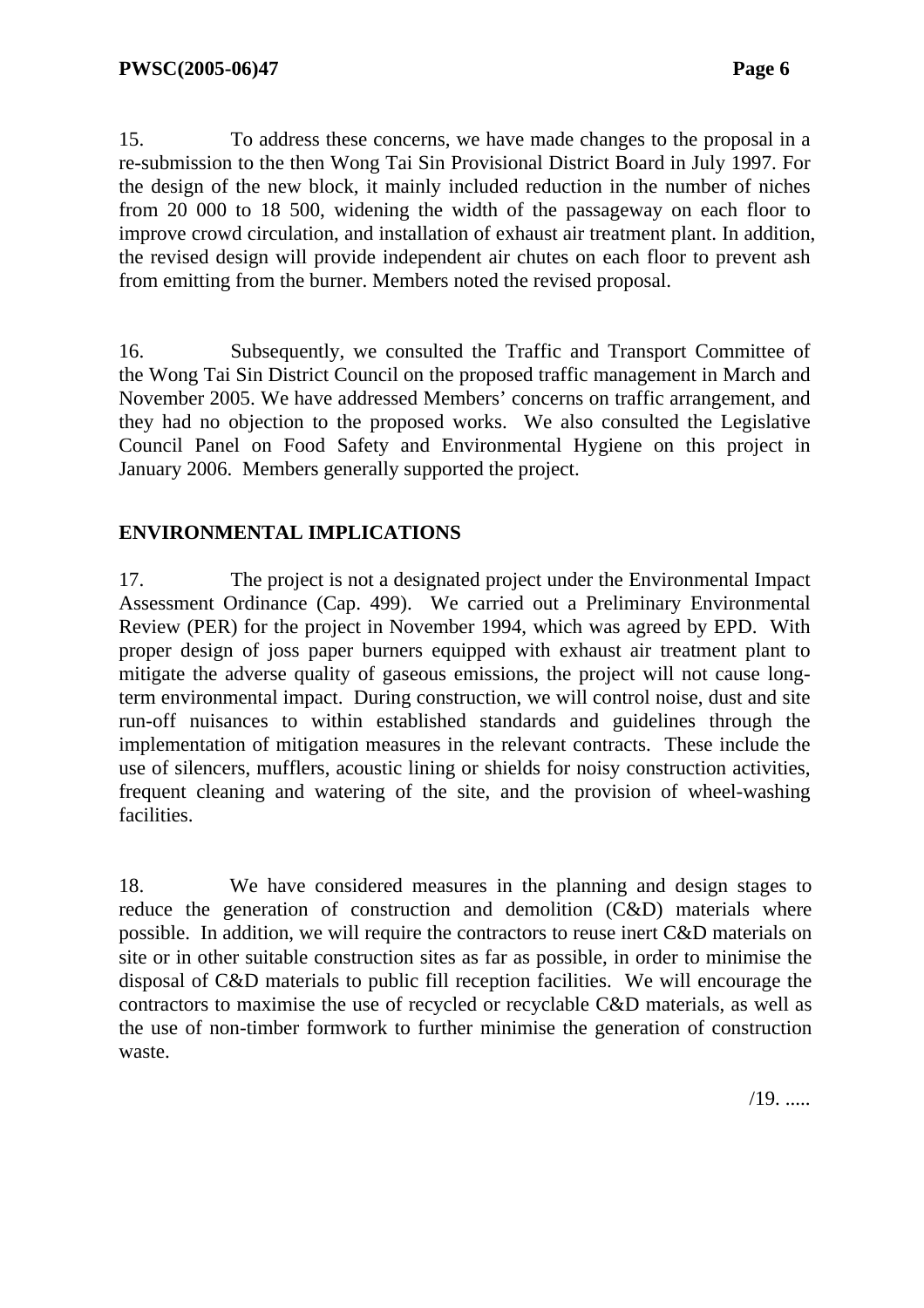15. To address these concerns, we have made changes to the proposal in a re-submission to the then Wong Tai Sin Provisional District Board in July 1997. For the design of the new block, it mainly included reduction in the number of niches from 20 000 to 18 500, widening the width of the passageway on each floor to improve crowd circulation, and installation of exhaust air treatment plant. In addition, the revised design will provide independent air chutes on each floor to prevent ash from emitting from the burner. Members noted the revised proposal.

16. Subsequently, we consulted the Traffic and Transport Committee of the Wong Tai Sin District Council on the proposed traffic management in March and November 2005. We have addressed Members' concerns on traffic arrangement, and they had no objection to the proposed works. We also consulted the Legislative Council Panel on Food Safety and Environmental Hygiene on this project in January 2006. Members generally supported the project.

## ENVIRONMENTAL IMPLICATIONS

17. The project is not a designated project under the Environmental Impact Assessment Ordinance (Cap. 499). We carried out a Preliminary Environmental Review (PER) for the project in November 1994, which was agreed by EPD. With proper design of joss paper burners equipped with exhaust air treatment plant to mitigate the adverse quality of gaseous emissions, the project will not cause long-term environmental impact. During construction, we will control noise, dust and site run-off nuisances to within established standards and guidelines through the implementation of mitigation measures in the relevant contracts. These include the use of silencers, mufflers, acoustic lining or shields for noisy construction activities, frequent cleaning and watering of the site, and the provision of wheel-washing facilities.

18. We have considered measures in the planning and design stages to reduce the generation of construction and demolition (C&D) materials where possible. In addition, we will require the contractors to reuse inert C&D materials on site or in other suitable construction sites as far as possible, in order to minimise the disposal of C&D materials to public fill reception facilities. We will encourage the contractors to maximise the use of recycled or recyclable C&D materials, as well as the use of non-timber formwork to further minimise the generation of construction waste.

/19. .....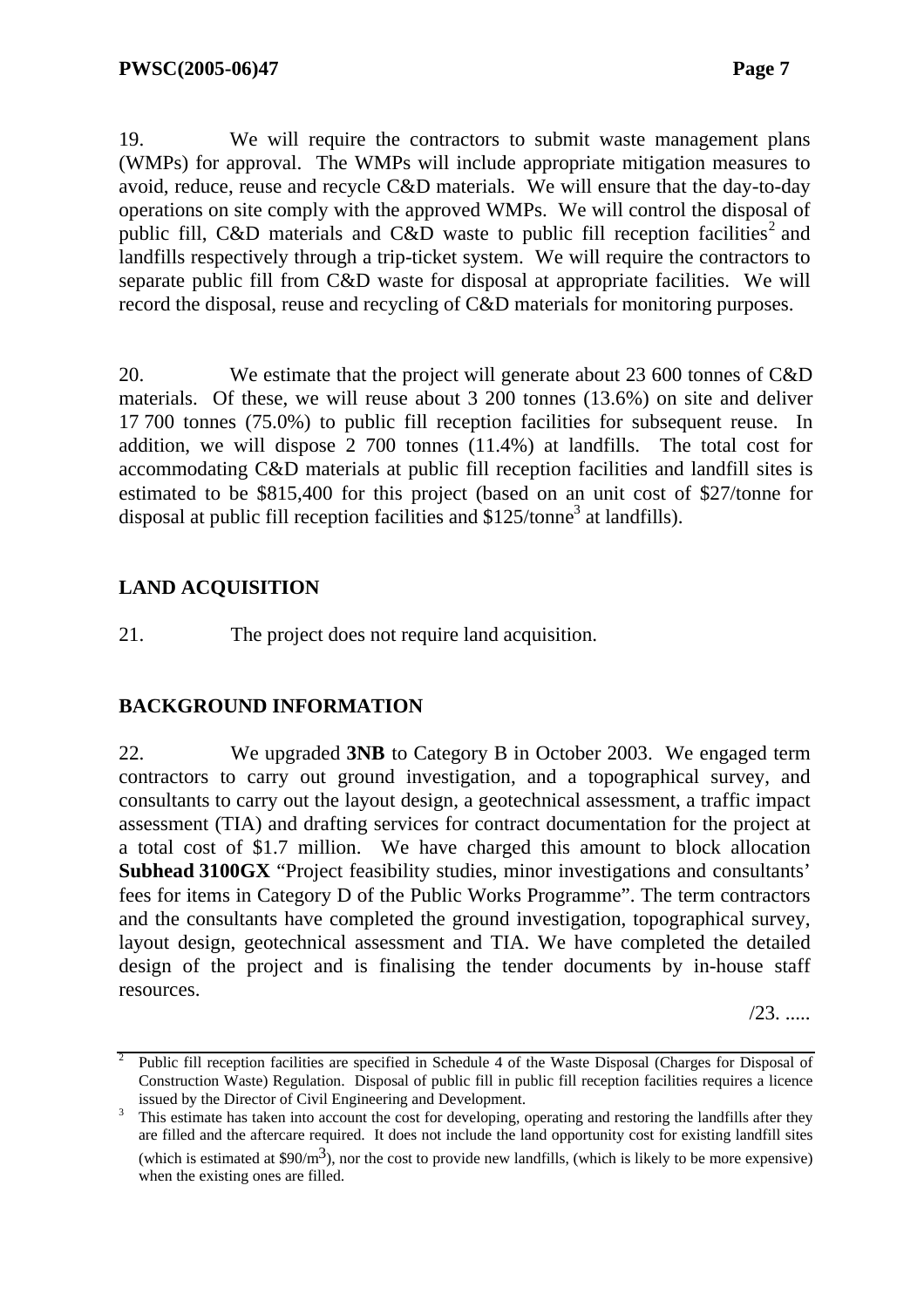19. We will require the contractors to submit waste management plans (WMPs) for approval. The WMPs will include appropriate mitigation measures to avoid, reduce, reuse and recycle C&D materials. We will ensure that the day-to-day operations on site comply with the approved WMPs. We will control the disposal of public fill, C&D materials and C&D waste to public fill reception facilities[2] and landfills respectively through a trip-ticket system. We will require the contractors to separate public fill from C&D waste for disposal at appropriate facilities. We will record the disposal, reuse and recycling of C&D materials for monitoring purposes.

20. We estimate that the project will generate about 23 600 tonnes of C&D materials. Of these, we will reuse about 3 200 tonnes (13.6%) on site and deliver 17 700 tonnes (75.0%) to public fill reception facilities for subsequent reuse. In addition, we will dispose 2 700 tonnes (11.4%) at landfills. The total cost for accommodating C&D materials at public fill reception facilities and landfill sites is estimated to be $815,400 for this project (based on an unit cost of $27/tonne for disposal at public fill reception facilities and $125/tonne[3] at landfills).

## LAND ACQUISITION

21. The project does not require land acquisition.

## BACKGROUND INFORMATION

22. We upgraded **3NB** to Category B in October 2003. We engaged term contractors to carry out ground investigation, and a topographical survey, and consultants to carry out the layout design, a geotechnical assessment, a traffic impact assessment (TIA) and drafting services for contract documentation for the project at a total cost of $1.7 million. We have charged this amount to block allocation **Subhead 3100GX** "Project feasibility studies, minor investigations and consultants' fees for items in Category D of the Public Works Programme". The term contractors and the consultants have completed the ground investigation, topographical survey, layout design, geotechnical assessment and TIA. We have completed the detailed design of the project and is finalising the tender documents by in-house staff resources.

/23. .....

---

[2] Public fill reception facilities are specified in Schedule 4 of the Waste Disposal (Charges for Disposal of Construction Waste) Regulation. Disposal of public fill in public fill reception facilities requires a licence issued by the Director of Civil Engineering and Development.

[3] This estimate has taken into account the cost for developing, operating and restoring the landfills after they are filled and the aftercare required. It does not include the land opportunity cost for existing landfill sites (which is estimated at $90/m$^3$), nor the cost to provide new landfills, (which is likely to be more expensive) when the existing ones are filled.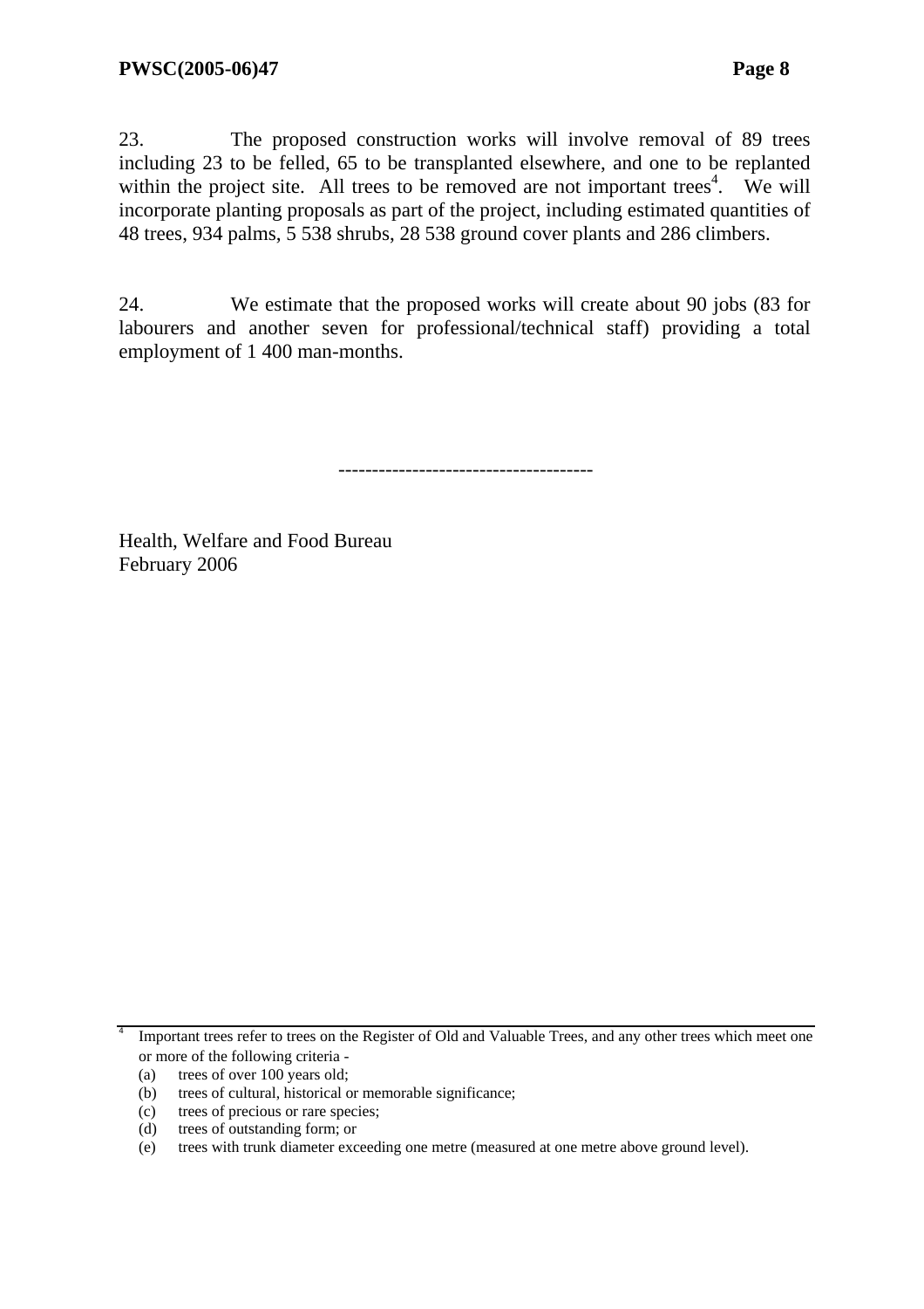23. The proposed construction works will involve removal of 89 trees including 23 to be felled, 65 to be transplanted elsewhere, and one to be replanted within the project site. All trees to be removed are not important trees[4]. We will incorporate planting proposals as part of the project, including estimated quantities of 48 trees, 934 palms, 5 538 shrubs, 28 538 ground cover plants and 286 climbers.

24. We estimate that the proposed works will create about 90 jobs (83 for labourers and another seven for professional/technical staff) providing a total employment of 1 400 man-months.

-------------------------------------

Health, Welfare and Food Bureau
February 2006

---

[4] Important trees refer to trees on the Register of Old and Valuable Trees, and any other trees which meet one or more of the following criteria -

(a) trees of over 100 years old;
(b) trees of cultural, historical or memorable significance;
(c) trees of precious or rare species;
(d) trees of outstanding form; or
(e) trees with trunk diameter exceeding one metre (measured at one metre above ground level).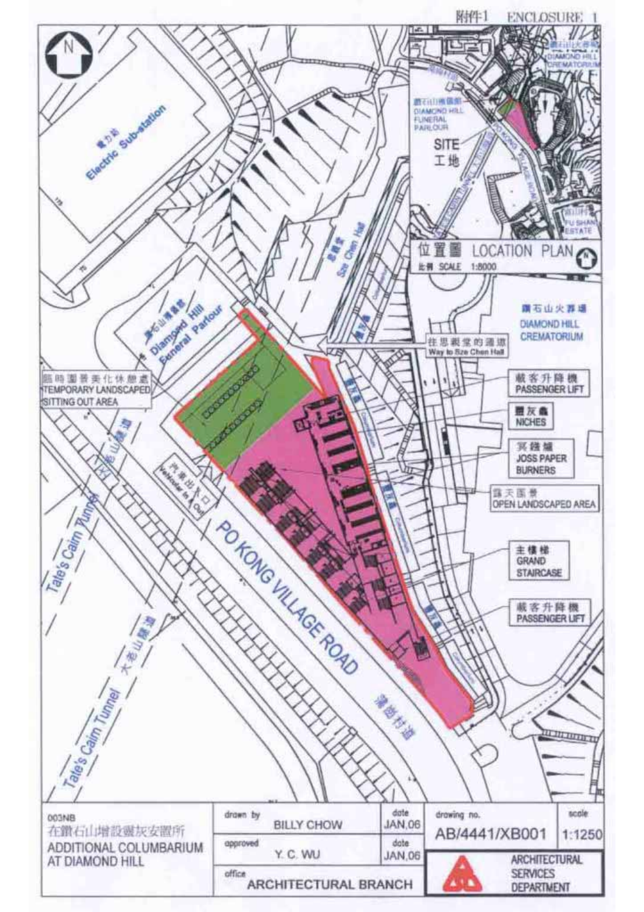附件1 ENCLOSURE 1

電力站 Electric Sub-station

思親堂 Sze Chen Hall

鑽石山殯儀館 Diamond Hill Funeral Parlour

臨時園景美化休憩處 TEMPORARY LANDSCAPED SITTING OUT AREA

往思親堂的通道 Way to Sze Chen Hall

鑽石山火葬場 DIAMOND HILL CREMATORIUM

載客升降機 PASSENGER LIFT

靈灰龕 NICHES

冥鏹爐 JOSS PAPER BURNERS

露天園景 OPEN LANDSCAPED AREA

主樓梯 GRAND STAIRCASE

載客升降機 PASSENGER LIFT

車輛出入口 Vehicular In & Out

大老山隧道 Tate's Cairn Tunnel

PO KONG VILLAGE ROAD 蒲崗村道

位置圖 LOCATION PLAN 比例 SCALE 1:8000

SITE 工地

鑽石山殯儀館 DIAMOND HILL FUNERAL PARLOUR

鑽石山火葬場 DIAMOND HILL CREMATORIUM

富山邨 FU SHAN ESTATE

| 003NB 在鑽石山增設靈灰安置所 ADDITIONAL COLUMBARIUM AT DIAMOND HILL | drawn by BILLY CHOW | date JAN,06 | drawing no. AB/4441/XB001 | scale 1:1250 |
|---|---|---|---|---|
| | approved Y. C. WU | date JAN,06 | ARCHITECTURAL SERVICES DEPARTMENT | |
| | office ARCHITECTURAL BRANCH | | | |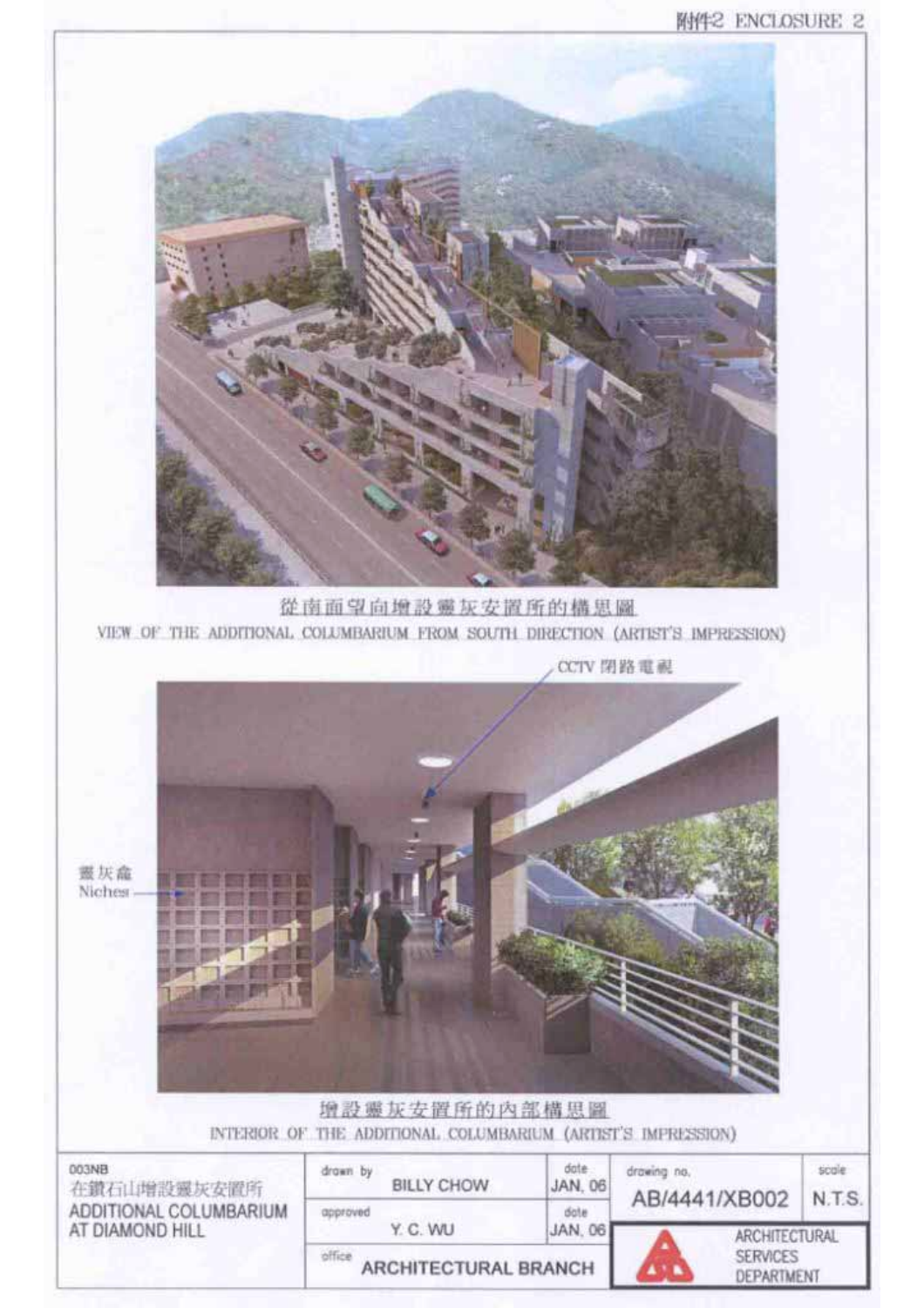附件2 ENCLOSURE 2

從南面望向增設靈灰安置所的構思圖

VIEW OF THE ADDITIONAL COLUMBARIUM FROM SOUTH DIRECTION (ARTIST'S IMPRESSION)

CCTV 閉路電視

靈灰龕
Niches

增設靈灰安置所的內部構思圖

INTERIOR OF THE ADDITIONAL COLUMBARIUM (ARTIST'S IMPRESSION)

| | | | | |
|---|---|---|---|---|
| 003NB<br>在鑽石山增設靈灰安置所<br>ADDITIONAL COLUMBARIUM AT DIAMOND HILL | drawn by BILLY CHOW | date JAN, 06 | drawing no. AB/4441/XB002 | scale N.T.S. |
| | approved Y. C. WU | date JAN, 06 | ARCHITECTURAL SERVICES DEPARTMENT | |
| | office ARCHITECTURAL BRANCH | | | |